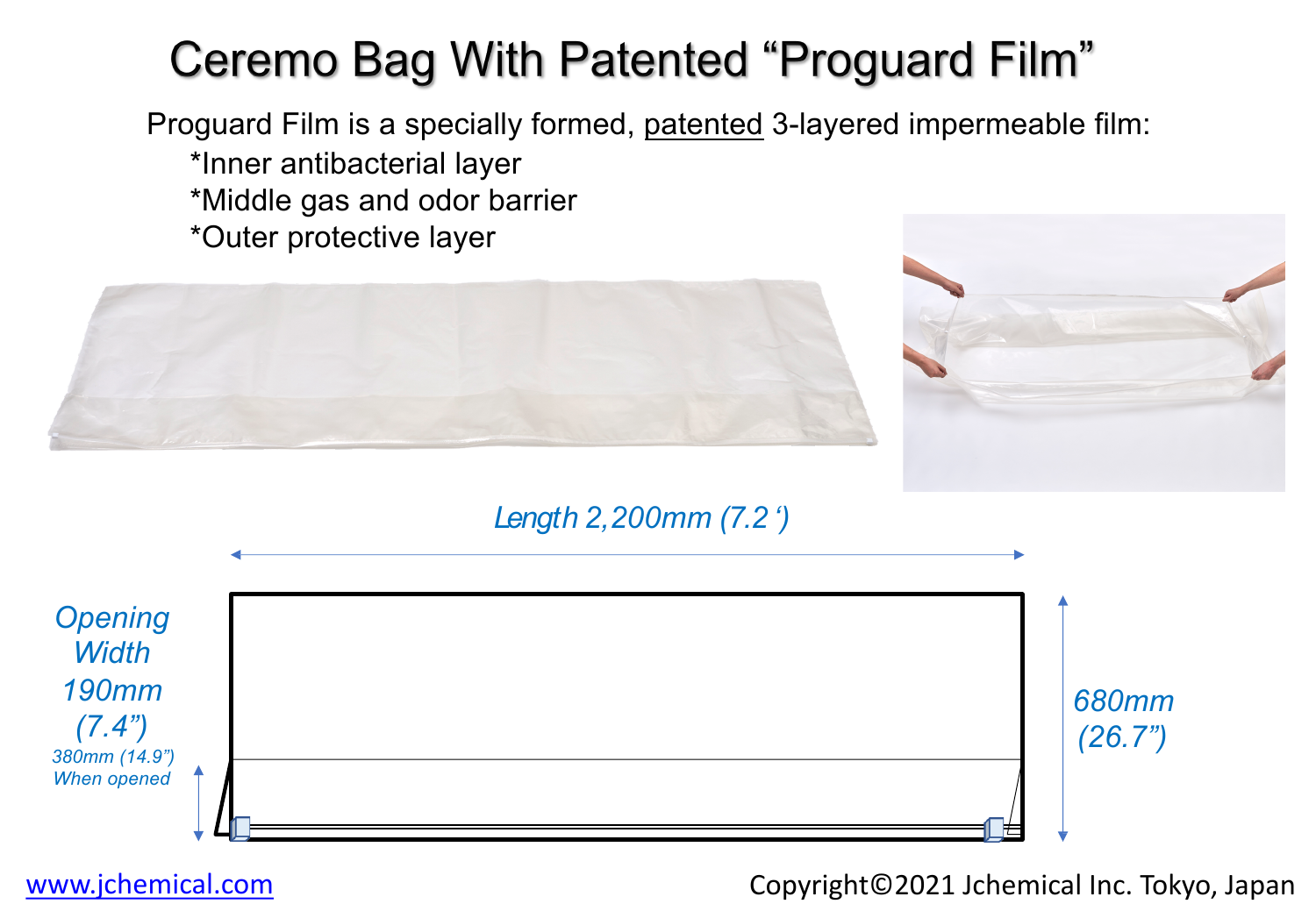# Ceremo Bag With Patented "Proguard Film"

Proguard Film is a specially formed, patented 3-layered impermeable film:

*Inner antibacterial layer
*Middle gas and odor barrier
*Outer protective layer

*Length 2,200mm (7.2 ')*

*Opening Width 190mm (7.4")*

*380mm (14.9") When opened*

*680mm (26.7")*

[www.jchemical.com](http://www.jchemical.com)

Copyright©2021 Jchemical Inc. Tokyo, Japan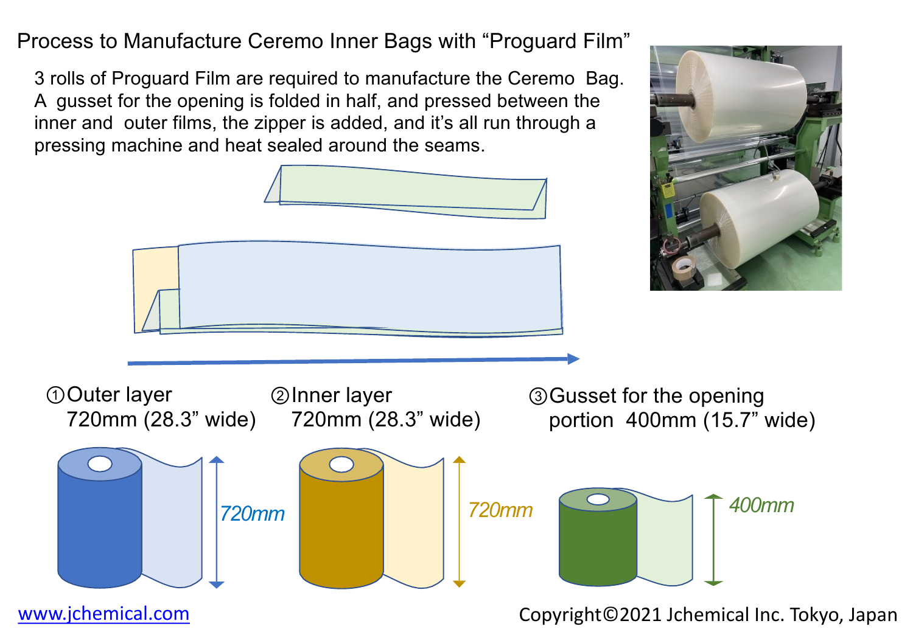# Process to Manufacture Ceremo Inner Bags with "Proguard Film"

3 rolls of Proguard Film are required to manufacture the Ceremo Bag. A gusset for the opening is folded in half, and pressed between the inner and outer films, the zipper is added, and it's all run through a pressing machine and heat sealed around the seams.

① Outer layer
720mm (28.3" wide)

② Inner layer
720mm (28.3" wide)

③ Gusset for the opening portion 400mm (15.7" wide)

720mm

720mm

400mm

www.jchemical.com

Copyright©2021 Jchemical Inc. Tokyo, Japan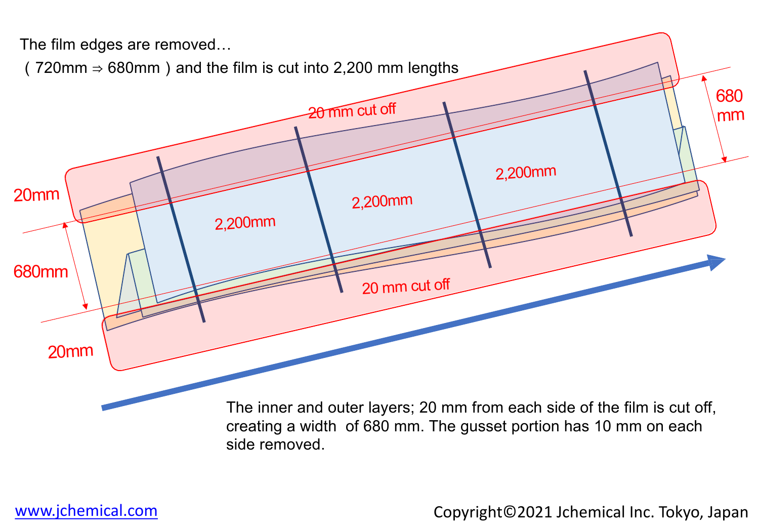The film edges are removed…

( 720mm ⇒ 680mm ) and the film is cut into 2,200 mm lengths

20 mm cut off

680 mm

20mm

2,200mm

2,200mm

2,200mm

680mm

20 mm cut off

20mm

The inner and outer layers; 20 mm from each side of the film is cut off, creating a width of 680 mm. The gusset portion has 10 mm on each side removed.

www.jchemical.com

Copyright©2021 Jchemical Inc. Tokyo, Japan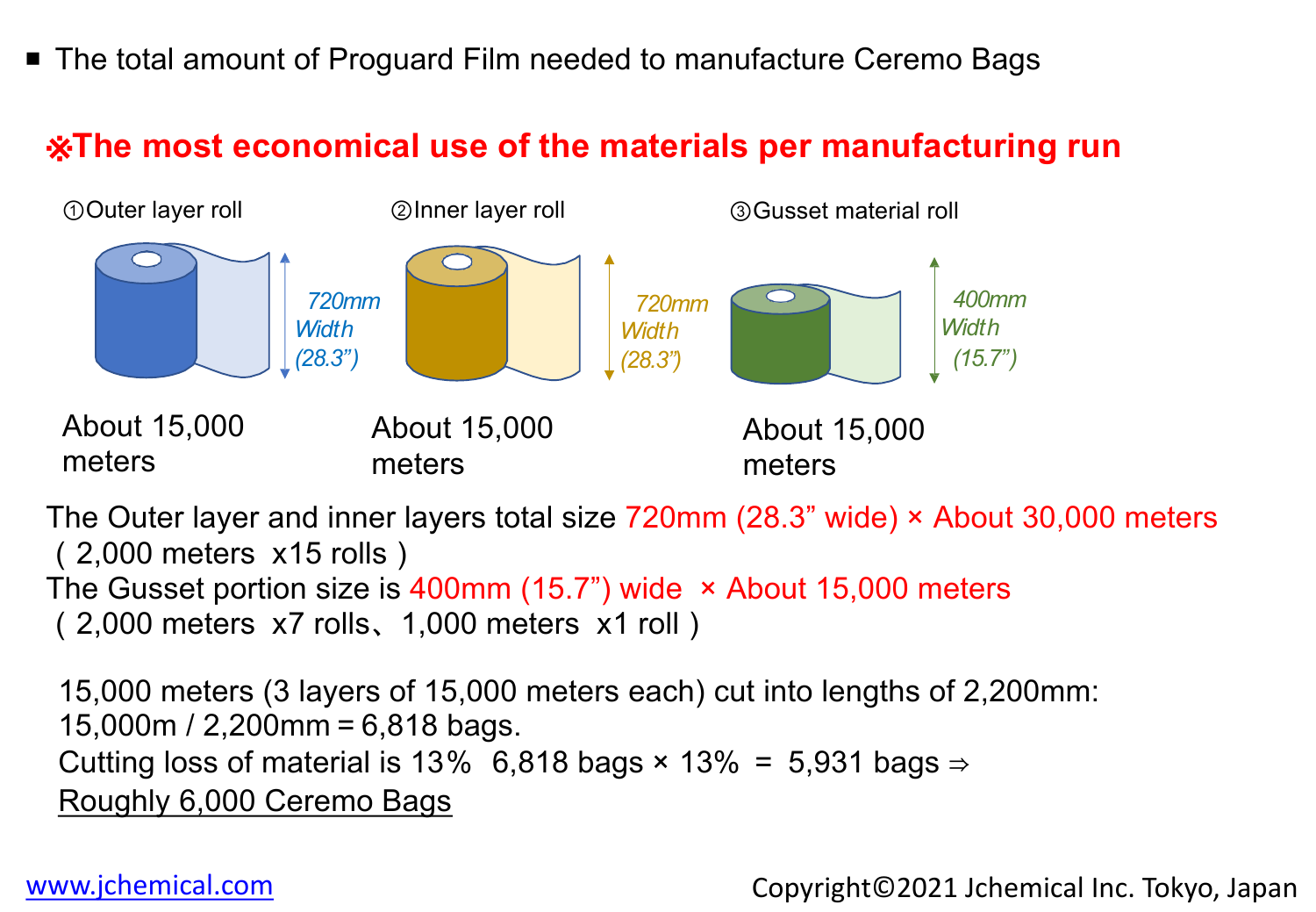■ The total amount of Proguard Film needed to manufacture Ceremo Bags

## ※The most economical use of the materials per manufacturing run

①Outer layer roll

720mm Width (28.3”)

About 15,000 meters

②Inner layer roll

720mm Width (28.3”)

About 15,000 meters

③Gusset material roll

400mm Width (15.7”)

About 15,000 meters

The Outer layer and inner layers total size 720mm (28.3” wide) × About 30,000 meters
( 2,000 meters x15 rolls )
The Gusset portion size is 400mm (15.7”) wide × About 15,000 meters
( 2,000 meters x7 rolls、1,000 meters x1 roll )

15,000 meters (3 layers of 15,000 meters each) cut into lengths of 2,200mm:
15,000m / 2,200mm = 6,818 bags.
Cutting loss of material is 13% 6,818 bags × 13% = 5,931 bags ⇒
Roughly 6,000 Ceremo Bags

www.jchemical.com

Copyright©2021 Jchemical Inc. Tokyo, Japan